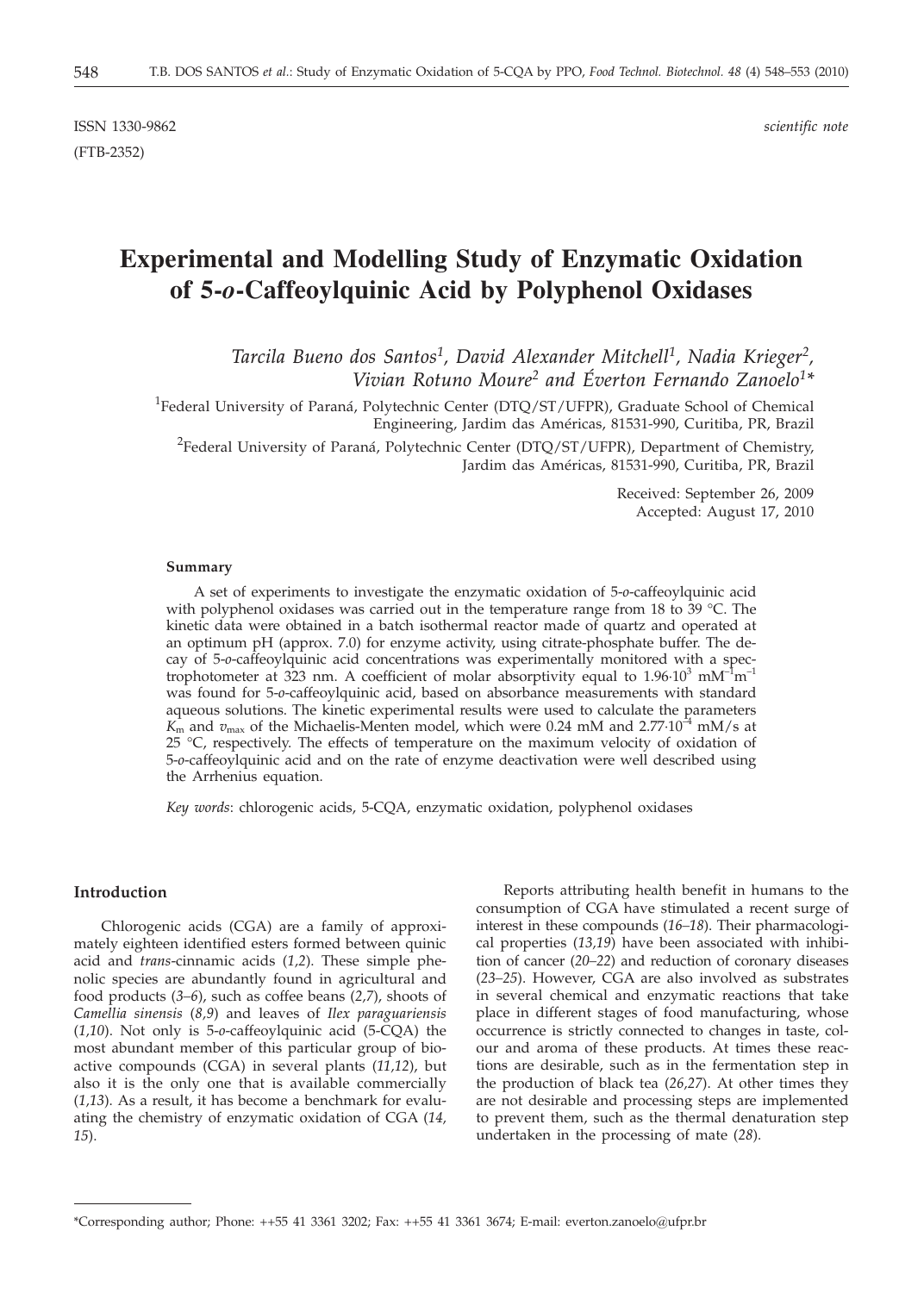ISSN 1330-9862

(FTB-2352)

*scientific note*

# Experimental and Modelling Study of Enzymatic Oxidation of 5-*o*-Caffeoylquinic Acid by Polyphenol Oxidases

*Tarcila Bueno dos Santos*[1], *David Alexander Mitchell*[1], *Nadia Krieger*[2], *Vivian Rotuno Moure*[2] *and Éverton Fernando Zanoelo*[1]*

[1]Federal University of Paraná, Polytechnic Center (DTQ/ST/UFPR), Graduate School of Chemical Engineering, Jardim das Américas, 81531-990, Curitiba, PR, Brazil

[2]Federal University of Paraná, Polytechnic Center (DTQ/ST/UFPR), Department of Chemistry, Jardim das Américas, 81531-990, Curitiba, PR, Brazil

Received: September 26, 2009

Accepted: August 17, 2010

## Summary

A set of experiments to investigate the enzymatic oxidation of 5-*o*-caffeoylquinic acid with polyphenol oxidases was carried out in the temperature range from 18 to 39 °C. The kinetic data were obtained in a batch isothermal reactor made of quartz and operated at an optimum pH (approx. 7.0) for enzyme activity, using citrate-phosphate buffer. The decay of 5-*o*-caffeoylquinic acid concentrations was experimentally monitored with a spectrophotometer at 323 nm. A coefficient of molar absorptivity equal to $1.96 \cdot 10^3$ $mM^{-1}m^{-1}$ was found for 5-*o*-caffeoylquinic acid, based on absorbance measurements with standard aqueous solutions. The kinetic experimental results were used to calculate the parameters $K_m$ and $v_{max}$ of the Michaelis-Menten model, which were 0.24 mM and $2.77 \cdot 10^{-4}$ mM/s at 25 °C, respectively. The effects of temperature on the maximum velocity of oxidation of 5-*o*-caffeoylquinic acid and on the rate of enzyme deactivation were well described using the Arrhenius equation.

*Key words*: chlorogenic acids, 5-CQA, enzymatic oxidation, polyphenol oxidases

## Introduction

Chlorogenic acids (CGA) are a family of approximately eighteen identified esters formed between quinic acid and *trans*-cinnamic acids (*1,2*). These simple phenolic species are abundantly found in agricultural and food products (*3–6*), such as coffee beans (*2,7*), shoots of *Camellia sinensis* (*8,9*) and leaves of *Ilex paraguariensis* (*1,10*). Not only is 5-*o*-caffeoylquinic acid (5-CQA) the most abundant member of this particular group of bioactive compounds (CGA) in several plants (*11,12*), but also it is the only one that is available commercially (*1,13*). As a result, it has become a benchmark for evaluating the chemistry of enzymatic oxidation of CGA (*14, 15*).

Reports attributing health benefit in humans to the consumption of CGA have stimulated a recent surge of interest in these compounds (*16–18*). Their pharmacological properties (*13,19*) have been associated with inhibition of cancer (*20–22*) and reduction of coronary diseases (*23–25*). However, CGA are also involved as substrates in several chemical and enzymatic reactions that take place in different stages of food manufacturing, whose occurrence is strictly connected to changes in taste, colour and aroma of these products. At times these reactions are desirable, such as in the fermentation step in the production of black tea (*26,27*). At other times they are not desirable and processing steps are implemented to prevent them, such as the thermal denaturation step undertaken in the processing of mate (*28*).

*Corresponding author; Phone: ++55 41 3361 3202; Fax: ++55 41 3361 3674; E-mail: everton.zanoelo@ufpr.br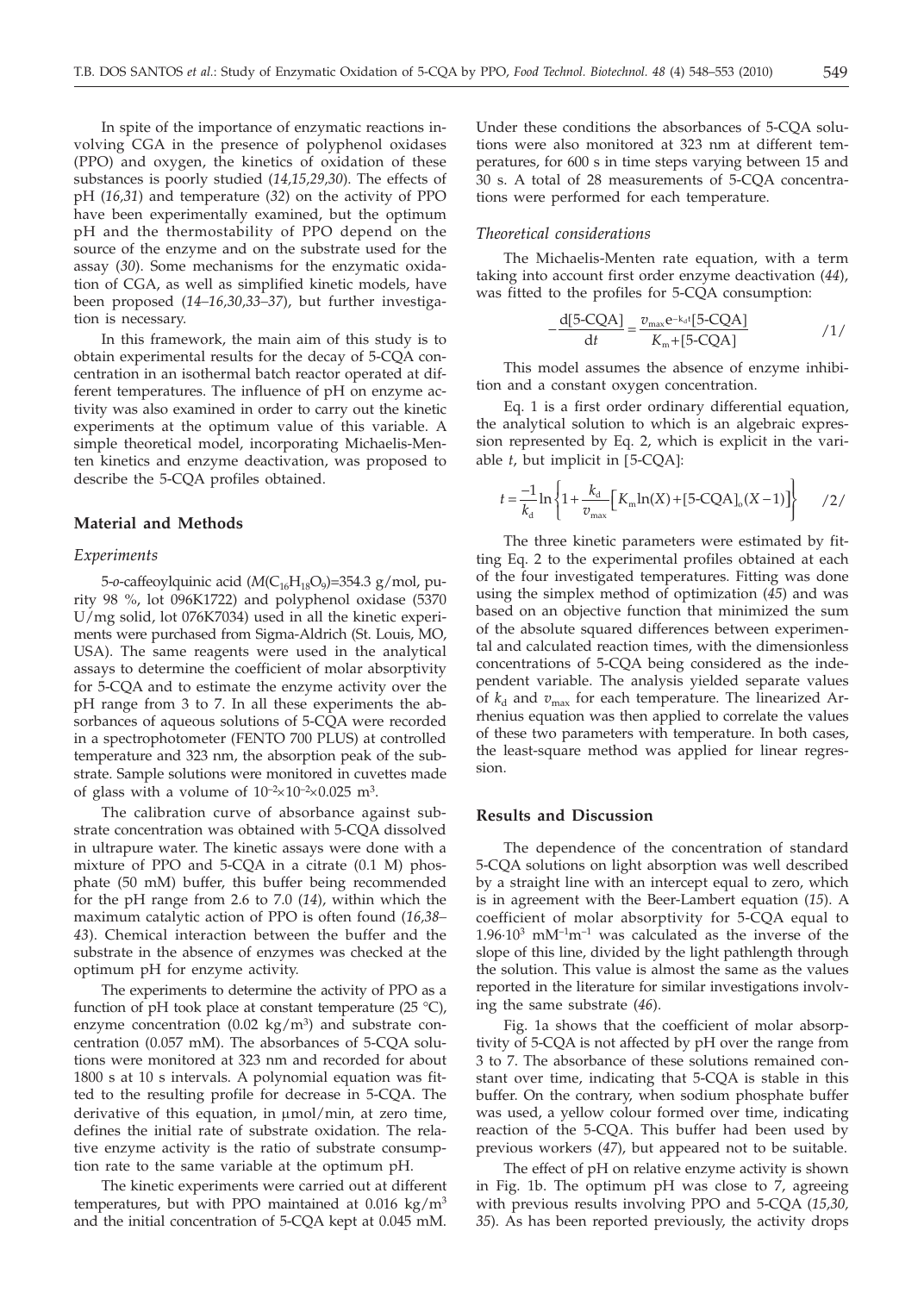In spite of the importance of enzymatic reactions involving CGA in the presence of polyphenol oxidases (PPO) and oxygen, the kinetics of oxidation of these substances is poorly studied (*14,15,29,30*). The effects of pH (*16,31*) and temperature (*32*) on the activity of PPO have been experimentally examined, but the optimum pH and the thermostability of PPO depend on the source of the enzyme and on the substrate used for the assay (*30*). Some mechanisms for the enzymatic oxidation of CGA, as well as simplified kinetic models, have been proposed (*14–16,30,33–37*), but further investigation is necessary.

In this framework, the main aim of this study is to obtain experimental results for the decay of 5-CQA concentration in an isothermal batch reactor operated at different temperatures. The influence of pH on enzyme activity was also examined in order to carry out the kinetic experiments at the optimum value of this variable. A simple theoretical model, incorporating Michaelis-Menten kinetics and enzyme deactivation, was proposed to describe the 5-CQA profiles obtained.

## Material and Methods

### *Experiments*

5-*o*-caffeoylquinic acid ($M(C_{16}H_{18}O_9)$=354.3 g/mol, purity 98 %, lot 096K1722) and polyphenol oxidase (5370 U/mg solid, lot 076K7034) used in all the kinetic experiments were purchased from Sigma-Aldrich (St. Louis, MO, USA). The same reagents were used in the analytical assays to determine the coefficient of molar absorptivity for 5-CQA and to estimate the enzyme activity over the pH range from 3 to 7. In all these experiments the absorbances of aqueous solutions of 5-CQA were recorded in a spectrophotometer (FENTO 700 PLUS) at controlled temperature and 323 nm, the absorption peak of the substrate. Sample solutions were monitored in cuvettes made of glass with a volume of $10^{-2}\times10^{-2}\times0.025$ m$^3$.

The calibration curve of absorbance against substrate concentration was obtained with 5-CQA dissolved in ultrapure water. The kinetic assays were done with a mixture of PPO and 5-CQA in a citrate (0.1 M) phosphate (50 mM) buffer, this buffer being recommended for the pH range from 2.6 to 7.0 (*14*), within which the maximum catalytic action of PPO is often found (*16,38–43*). Chemical interaction between the buffer and the substrate in the absence of enzymes was checked at the optimum pH for enzyme activity.

The experiments to determine the activity of PPO as a function of pH took place at constant temperature (25 °C), enzyme concentration (0.02 kg/m$^3$) and substrate concentration (0.057 mM). The absorbances of 5-CQA solutions were monitored at 323 nm and recorded for about 1800 s at 10 s intervals. A polynomial equation was fitted to the resulting profile for decrease in 5-CQA. The derivative of this equation, in μmol/min, at zero time, defines the initial rate of substrate oxidation. The relative enzyme activity is the ratio of substrate consumption rate to the same variable at the optimum pH.

The kinetic experiments were carried out at different temperatures, but with PPO maintained at 0.016 kg/m$^3$ and the initial concentration of 5-CQA kept at 0.045 mM. Under these conditions the absorbances of 5-CQA solutions were also monitored at 323 nm at different temperatures, for 600 s in time steps varying between 15 and 30 s. A total of 28 measurements of 5-CQA concentrations were performed for each temperature.

### *Theoretical considerations*

The Michaelis-Menten rate equation, with a term taking into account first order enzyme deactivation (*44*), was fitted to the profiles for 5-CQA consumption:

$$-\frac{\mathrm{d}[\text{5-CQA}]}{\mathrm{d}t}=\frac{v_{\max}\mathrm{e}^{-k_{\mathrm{d}}t}[\text{5-CQA}]}{K_{\mathrm{m}}+[\text{5-CQA}]} \qquad /1/$$

This model assumes the absence of enzyme inhibition and a constant oxygen concentration.

Eq. 1 is a first order ordinary differential equation, the analytical solution to which is an algebraic expression represented by Eq. 2, which is explicit in the variable *t*, but implicit in [5-CQA]:

$$t=\frac{-1}{k_{\mathrm{d}}}\ln\left\{1+\frac{k_{\mathrm{d}}}{v_{\max}}\left[K_{\mathrm{m}}\ln(X)+[\text{5-CQA}]_{\mathrm{o}}(X-1)\right]\right\} \qquad /2/$$

The three kinetic parameters were estimated by fitting Eq. 2 to the experimental profiles obtained at each of the four investigated temperatures. Fitting was done using the simplex method of optimization (*45*) and was based on an objective function that minimized the sum of the absolute squared differences between experimental and calculated reaction times, with the dimensionless concentrations of 5-CQA being considered as the independent variable. The analysis yielded separate values of $k_{\mathrm{d}}$ and $v_{\max}$ for each temperature. The linearized Arrhenius equation was then applied to correlate the values of these two parameters with temperature. In both cases, the least-square method was applied for linear regression.

## Results and Discussion

The dependence of the concentration of standard 5-CQA solutions on light absorption was well described by a straight line with an intercept equal to zero, which is in agreement with the Beer-Lambert equation (*15*). A coefficient of molar absorptivity for 5-CQA equal to $1.96\cdot10^3$ mM$^{-1}$m$^{-1}$ was calculated as the inverse of the slope of this line, divided by the light pathlength through the solution. This value is almost the same as the values reported in the literature for similar investigations involving the same substrate (*46*).

Fig. 1a shows that the coefficient of molar absorptivity of 5-CQA is not affected by pH over the range from 3 to 7. The absorbance of these solutions remained constant over time, indicating that 5-CQA is stable in this buffer. On the contrary, when sodium phosphate buffer was used, a yellow colour formed over time, indicating reaction of the 5-CQA. This buffer had been used by previous workers (*47*), but appeared not to be suitable.

The effect of pH on relative enzyme activity is shown in Fig. 1b. The optimum pH was close to 7, agreeing with previous results involving PPO and 5-CQA (*15,30, 35*). As has been reported previously, the activity drops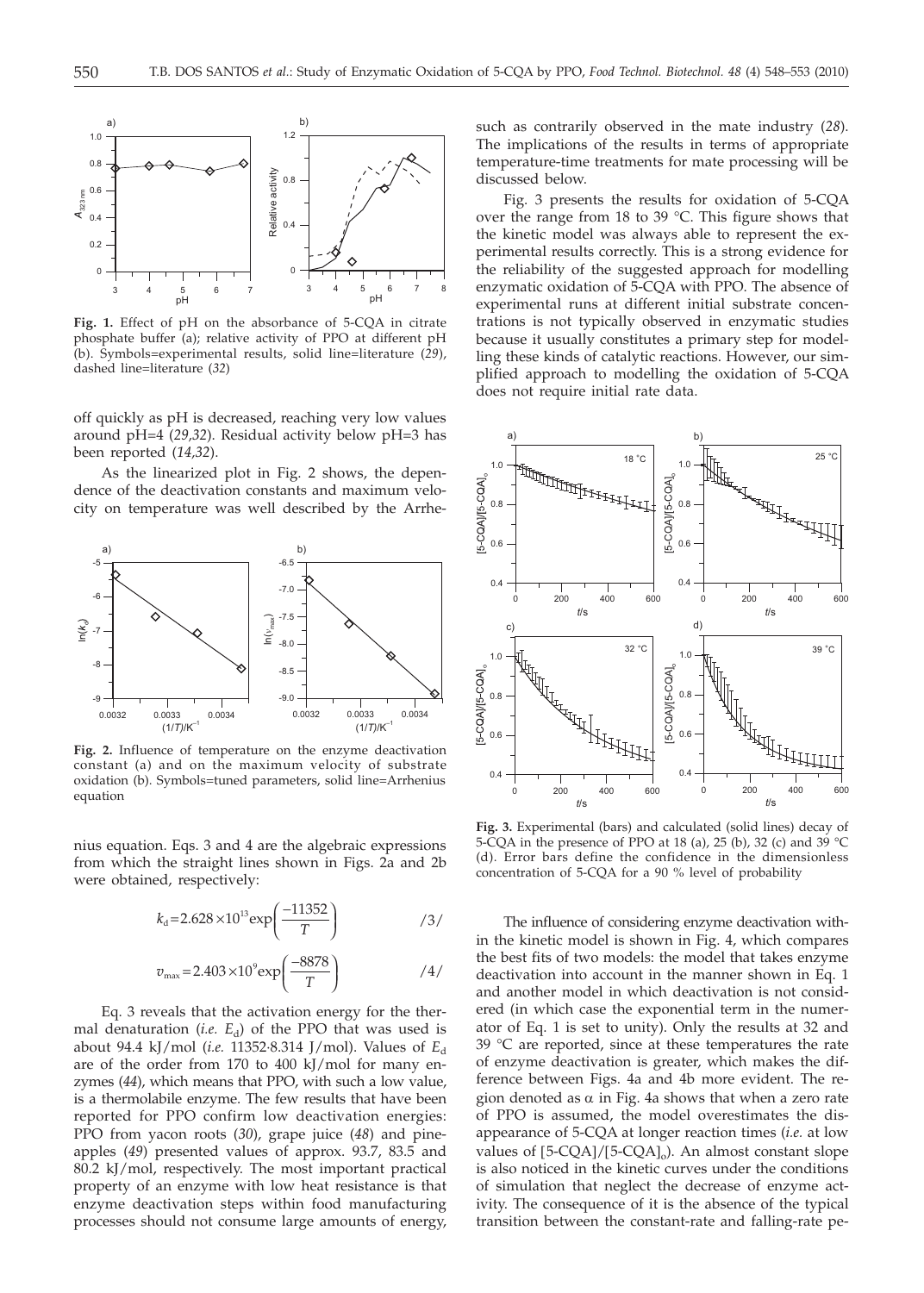**Fig. 1.** Effect of pH on the absorbance of 5-CQA in citrate phosphate buffer (a); relative activity of PPO at different pH (b). Symbols=experimental results, solid line=literature (*29*), dashed line=literature (*32*)

off quickly as pH is decreased, reaching very low values around pH=4 (*29,32*). Residual activity below pH=3 has been reported (*14,32*).

As the linearized plot in Fig. 2 shows, the dependence of the deactivation constants and maximum velocity on temperature was well described by the Arrhenius equation. Eqs. 3 and 4 are the algebraic expressions from which the straight lines shown in Figs. 2a and 2b were obtained, respectively:

**Fig. 2.** Influence of temperature on the enzyme deactivation constant (a) and on the maximum velocity of substrate oxidation (b). Symbols=tuned parameters, solid line=Arrhenius equation

$$k_d = 2.628\times10^{13}\exp\left(\frac{-11352}{T}\right) \qquad /3/$$

$$v_{max} = 2.403\times10^{9}\exp\left(\frac{-8878}{T}\right) \qquad /4/$$

Eq. 3 reveals that the activation energy for the thermal denaturation (*i.e.* $E_d$) of the PPO that was used is about 94.4 kJ/mol (*i.e.* 11352·8.314 J/mol). Values of $E_d$ are of the order from 170 to 400 kJ/mol for many enzymes (*44*), which means that PPO, with such a low value, is a thermolabile enzyme. The few results that have been reported for PPO confirm low deactivation energies: PPO from yacon roots (*30*), grape juice (*48*) and pineapples (*49*) presented values of approx. 93.7, 83.5 and 80.2 kJ/mol, respectively. The most important practical property of an enzyme with low heat resistance is that enzyme deactivation steps within food manufacturing processes should not consume large amounts of energy, such as contrarily observed in the mate industry (*28*). The implications of the results in terms of appropriate temperature-time treatments for mate processing will be discussed below.

Fig. 3 presents the results for oxidation of 5-CQA over the range from 18 to 39 °C. This figure shows that the kinetic model was always able to represent the experimental results correctly. This is a strong evidence for the reliability of the suggested approach for modelling enzymatic oxidation of 5-CQA with PPO. The absence of experimental runs at different initial substrate concentrations is not typically observed in enzymatic studies because it usually constitutes a primary step for modelling these kinds of catalytic reactions. However, our simplified approach to modelling the oxidation of 5-CQA does not require initial rate data.

**Fig. 3.** Experimental (bars) and calculated (solid lines) decay of 5-CQA in the presence of PPO at 18 (a), 25 (b), 32 (c) and 39 °C (d). Error bars define the confidence in the dimensionless concentration of 5-CQA for a 90 % level of probability

The influence of considering enzyme deactivation within the kinetic model is shown in Fig. 4, which compares the best fits of two models: the model that takes enzyme deactivation into account in the manner shown in Eq. 1 and another model in which deactivation is not considered (in which case the exponential term in the numerator of Eq. 1 is set to unity). Only the results at 32 and 39 °C are reported, since at these temperatures the rate of enzyme deactivation is greater, which makes the difference between Figs. 4a and 4b more evident. The region denoted as α in Fig. 4a shows that when a zero rate of PPO is assumed, the model overestimates the disappearance of 5-CQA at longer reaction times (*i.e.* at low values of [5-CQA]/[5-CQA]$_o$). An almost constant slope is also noticed in the kinetic curves under the conditions of simulation that neglect the decrease of enzyme activity. The consequence of it is the absence of the typical transition between the constant-rate and falling-rate pe-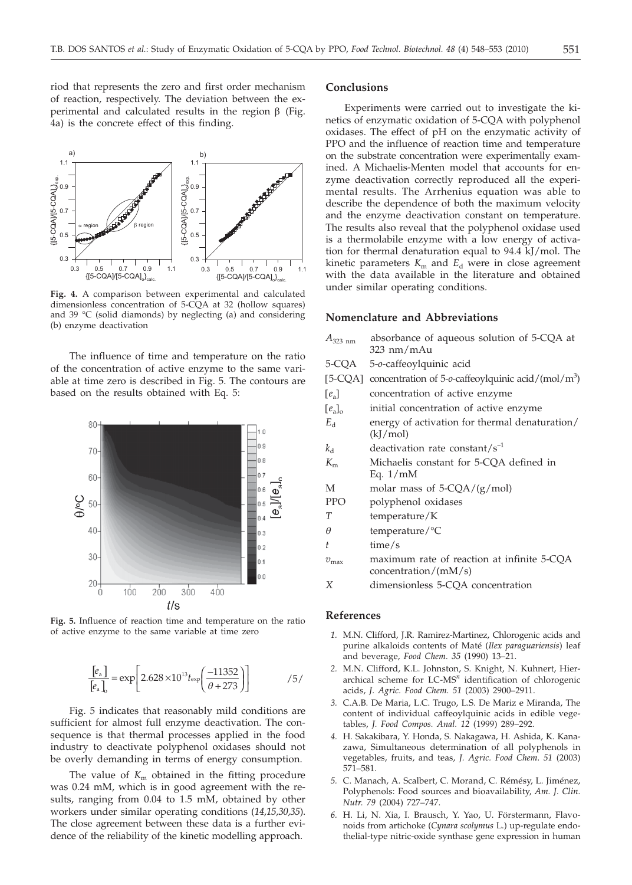riod that represents the zero and first order mechanism of reaction, respectively. The deviation between the experimental and calculated results in the region β (Fig. 4a) is the concrete effect of this finding.

**Fig. 4.** A comparison between experimental and calculated dimensionless concentration of 5-CQA at 32 (hollow squares) and 39 °C (solid diamonds) by neglecting (a) and considering (b) enzyme deactivation

The influence of time and temperature on the ratio of the concentration of active enzyme to the same variable at time zero is described in Fig. 5. The contours are based on the results obtained with Eq. 5:

**Fig. 5.** Influence of reaction time and temperature on the ratio of active enzyme to the same variable at time zero

$$\frac{[e_a]}{[e_a]_o} = \exp\left[2.628\times10^{13} t \exp\left(\frac{-11352}{\theta+273}\right)\right] \qquad /5/$$

Fig. 5 indicates that reasonably mild conditions are sufficient for almost full enzyme deactivation. The consequence is that thermal processes applied in the food industry to deactivate polyphenol oxidases should not be overly demanding in terms of energy consumption.

The value of $K_m$ obtained in the fitting procedure was 0.24 mM, which is in good agreement with the results, ranging from 0.04 to 1.5 mM, obtained by other workers under similar operating conditions (*14,15,30,35*). The close agreement between these data is a further evidence of the reliability of the kinetic modelling approach.

## Conclusions

Experiments were carried out to investigate the kinetics of enzymatic oxidation of 5-CQA with polyphenol oxidases. The effect of pH on the enzymatic activity of PPO and the influence of reaction time and temperature on the substrate concentration were experimentally examined. A Michaelis-Menten model that accounts for enzyme deactivation correctly reproduced all the experimental results. The Arrhenius equation was able to describe the dependence of both the maximum velocity and the enzyme deactivation constant on temperature. The results also reveal that the polyphenol oxidase used is a thermolabile enzyme with a low energy of activation for thermal denaturation equal to 94.4 kJ/mol. The kinetic parameters $K_m$ and $E_d$ were in close agreement with the data available in the literature and obtained under similar operating conditions.

## Nomenclature and Abbreviations

| | |
|---|---|
| $A_{323\text{ nm}}$ | absorbance of aqueous solution of 5-CQA at 323 nm/mAu |
| 5-CQA | 5-*o*-caffeoylquinic acid |
| [5-CQA] | concentration of 5-*o*-caffeoylquinic acid/(mol/m$^3$) |
| $[e_a]$ | concentration of active enzyme |
| $[e_a]_o$ | initial concentration of active enzyme |
| $E_d$ | energy of activation for thermal denaturation/(kJ/mol) |
| $k_d$ | deactivation rate constant/s$^{-1}$ |
| $K_m$ | Michaelis constant for 5-CQA defined in Eq. 1/mM |
| M | molar mass of 5-CQA/(g/mol) |
| PPO | polyphenol oxidases |
| $T$ | temperature/K |
| $\theta$ | temperature/°C |
| $t$ | time/s |
| $v_{max}$ | maximum rate of reaction at infinite 5-CQA concentration/(mM/s) |
| $X$ | dimensionless 5-CQA concentration |

## References

1. M.N. Clifford, J.R. Ramirez-Martinez, Chlorogenic acids and purine alkaloids contents of Maté (*Ilex paraguariensis*) leaf and beverage, *Food Chem. 35* (1990) 13–21.
2. M.N. Clifford, K.L. Johnston, S. Knight, N. Kuhnert, Hierarchical scheme for LC-MS$^n$ identification of chlorogenic acids, *J. Agric. Food Chem. 51* (2003) 2900–2911.
3. C.A.B. De Maria, L.C. Trugo, L.S. De Mariz e Miranda, The content of individual caffeoylquinic acids in edible vegetables, *J. Food Compos. Anal. 12* (1999) 289–292.
4. H. Sakakibara, Y. Honda, S. Nakagawa, H. Ashida, K. Kanazawa, Simultaneous determination of all polyphenols in vegetables, fruits, and teas, *J. Agric. Food Chem. 51* (2003) 571–581.
5. C. Manach, A. Scalbert, C. Morand, C. Rémésy, L. Jiménez, Polyphenols: Food sources and bioavailability, *Am. J. Clin. Nutr. 79* (2004) 727–747.
6. H. Li, N. Xia, I. Brausch, Y. Yao, U. Förstermann, Flavonoids from artichoke (*Cynara scolymus* L.) up-regulate endothelial-type nitric-oxide synthase gene expression in human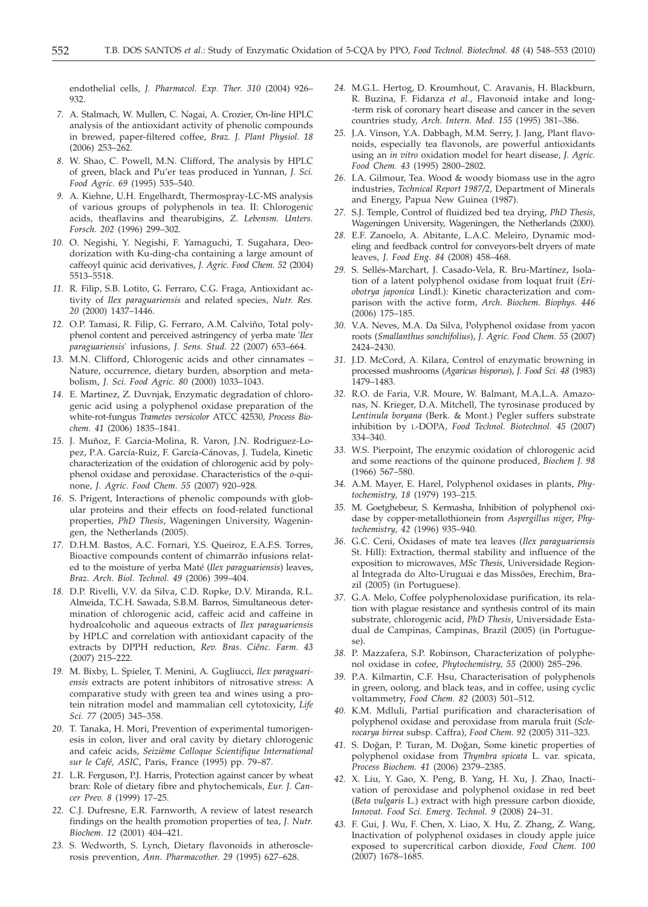endothelial cells, *J. Pharmacol. Exp. Ther. 310* (2004) 926–932.

7. A. Stalmach, W. Mullen, C. Nagai, A. Crozier, On-line HPLC analysis of the antioxidant activity of phenolic compounds in brewed, paper-filtered coffee, *Braz. J. Plant Physiol. 18* (2006) 253–262.
8. W. Shao, C. Powell, M.N. Clifford, The analysis by HPLC of green, black and Pu'er teas produced in Yunnan, *J. Sci. Food Agric. 69* (1995) 535–540.
9. A. Kiehne, U.H. Engelhardt, Thermospray-LC-MS analysis of various groups of polyphenols in tea. II: Chlorogenic acids, theaflavins and thearubigins, *Z. Lebensm. Unters. Forsch. 202* (1996) 299–302.
10. O. Negishi, Y. Negishi, F. Yamaguchi, T. Sugahara, Deodorization with Ku-ding-cha containing a large amount of caffeoyl quinic acid derivatives, *J. Agric. Food Chem. 52* (2004) 5513–5518.
11. R. Filip, S.B. Lotito, G. Ferraro, C.G. Fraga, Antioxidant activity of *Ilex paraguariensis* and related species, *Nutr. Res. 20* (2000) 1437–1446.
12. O.P. Tamasi, R. Filip, G. Ferraro, A.M. Calviño, Total polyphenol content and perceived astringency of yerba mate '*Ilex paraguariensis*' infusions, *J. Sens. Stud. 22* (2007) 653–664.
13. M.N. Clifford, Chlorogenic acids and other cinnamates – Nature, occurrence, dietary burden, absorption and metabolism, *J. Sci. Food Agric. 80* (2000) 1033–1043.
14. E. Martinez, Z. Duvnjak, Enzymatic degradation of chlorogenic acid using a polyphenol oxidase preparation of the white-rot-fungus *Trametes versicolor* ATCC 42530, *Process Biochem. 41* (2006) 1835–1841.
15. J. Muñoz, F. Garcia-Molina, R. Varon, J.N. Rodriguez-Lopez, P.A. García-Ruiz, F. García-Cánovas, J. Tudela, Kinetic characterization of the oxidation of chlorogenic acid by polyphenol oxidase and peroxidase. Characteristics of the *o*-quinone, *J. Agric. Food Chem. 55* (2007) 920–928.
16. S. Prigent, Interactions of phenolic compounds with globular proteins and their effects on food-related functional properties, *PhD Thesis*, Wageningen University, Wageningen, the Netherlands (2005).
17. D.H.M. Bastos, A.C. Fornari, Y.S. Queiroz, E.A.F.S. Torres, Bioactive compounds content of chimarrão infusions related to the moisture of yerba Maté (*Ilex paraguariensis*) leaves, *Braz. Arch. Biol. Technol. 49* (2006) 399–404.
18. D.P. Rivelli, V.V. da Silva, C.D. Ropke, D.V. Miranda, R.L. Almeida, T.C.H. Sawada, S.B.M. Barros, Simultaneous determination of chlorogenic acid, caffeic acid and caffeine in hydroalcoholic and aqueous extracts of *Ilex paraguariensis* by HPLC and correlation with antioxidant capacity of the extracts by DPPH reduction, *Rev. Bras. Ciênc. Farm. 43* (2007) 215–222.
19. M. Bixby, L. Spieler, T. Menini, A. Gugliucci, *Ilex paraguariensis* extracts are potent inhibitors of nitrosative stress: A comparative study with green tea and wines using a protein nitration model and mammalian cell cytotoxicity, *Life Sci. 77* (2005) 345–358.
20. T. Tanaka, H. Mori, Prevention of experimental tumorigenesis in colon, liver and oral cavity by dietary chlorogenic and cafeic acids, *Seizième Colloque Scientifique International sur le Café, ASIC*, Paris, France (1995) pp. 79–87.
21. L.R. Ferguson, P.J. Harris, Protection against cancer by wheat bran: Role of dietary fibre and phytochemicals, *Eur. J. Cancer Prev. 8* (1999) 17–25.
22. C.J. Dufresne, E.R. Farnworth, A review of latest research findings on the health promotion properties of tea, *J. Nutr. Biochem. 12* (2001) 404–421.
23. S. Wedworth, S. Lynch, Dietary flavonoids in atherosclerosis prevention, *Ann. Pharmacother. 29* (1995) 627–628.
24. M.G.L. Hertog, D. Kroumhout, C. Aravanis, H. Blackburn, R. Buzina, F. Fidanza *et al.*, Flavonoid intake and long-term risk of coronary heart disease and cancer in the seven countries study, *Arch. Intern. Med. 155* (1995) 381–386.
25. J.A. Vinson, Y.A. Dabbagh, M.M. Serry, J. Jang, Plant flavonoids, especially tea flavonols, are powerful antioxidants using an *in vitro* oxidation model for heart disease, *J. Agric. Food Chem. 43* (1995) 2800–2802.
26. I.A. Gilmour, Tea. Wood & woody biomass use in the agro industries, *Technical Report 1987/2*, Department of Minerals and Energy, Papua New Guinea (1987).
27. S.J. Temple, Control of fluidized bed tea drying, *PhD Thesis*, Wageningen University, Wageningen, the Netherlands (2000).
28. E.F. Zanoelo, A. Abitante, L.A.C. Meleiro, Dynamic modeling and feedback control for conveyors-belt dryers of mate leaves, *J. Food Eng. 84* (2008) 458–468.
29. S. Sellés-Marchart, J. Casado-Vela, R. Bru-Martínez, Isolation of a latent polyphenol oxidase from loquat fruit (*Eriobotrya japonica* Lindl.): Kinetic characterization and comparison with the active form, *Arch. Biochem. Biophys. 446* (2006) 175–185.
30. V.A. Neves, M.A. Da Silva, Polyphenol oxidase from yacon roots (*Smallanthus sonchifolius*), *J. Agric. Food Chem. 55* (2007) 2424–2430.
31. J.D. McCord, A. Kilara, Control of enzymatic browning in processed mushrooms (*Agaricus bisporus*), *J. Food Sci. 48* (1983) 1479–1483.
32. R.O. de Faria, V.R. Moure, W. Balmant, M.A.L.A. Amazonas, N. Krieger, D.A. Mitchell, The tyrosinase produced by *Lentinula boryana* (Berk. & Mont.) Pegler suffers substrate inhibition by L-DOPA, *Food Technol. Biotechnol. 45* (2007) 334–340.
33. W.S. Pierpoint, The enzymic oxidation of chlorogenic acid and some reactions of the quinone produced, *Biochem J. 98* (1966) 567–580.
34. A.M. Mayer, E. Harel, Polyphenol oxidases in plants, *Phytochemistry, 18* (1979) 193–215.
35. M. Goetghebeur, S. Kermasha, Inhibition of polyphenol oxidase by copper-metallothionein from *Aspergillus niger*, *Phytochemistry, 42* (1996) 935–940.
36. G.C. Ceni, Oxidases of mate tea leaves (*Ilex paraguariensis* St. Hill): Extraction, thermal stability and influence of the exposition to microwaves, *MSc Thesis*, Universidade Regional Integrada do Alto-Uruguai e das Missões, Erechim, Brazil (2005) (in Portuguese).
37. G.A. Melo, Coffee polyphenoloxidase purification, its relation with plague resistance and synthesis control of its main substrate, chlorogenic acid, *PhD Thesis*, Universidade Estadual de Campinas, Campinas, Brazil (2005) (in Portuguese).
38. P. Mazzafera, S.P. Robinson, Characterization of polyphenol oxidase in cofee, *Phytochemistry, 55* (2000) 285–296.
39. P.A. Kilmartin, C.F. Hsu, Characterisation of polyphenols in green, oolong, and black teas, and in coffee, using cyclic voltammetry, *Food Chem. 82* (2003) 501–512.
40. K.M. Mdluli, Partial purification and characterisation of polyphenol oxidase and peroxidase from marula fruit (*Sclerocarya birrea* subsp. Caffra), *Food Chem. 92* (2005) 311–323.
41. S. Doğan, P. Turan, M. Doğan, Some kinetic properties of polyphenol oxidase from *Thymbra spicata* L. var. spicata, *Process Biochem. 41* (2006) 2379–2385.
42. X. Liu, Y. Gao, X. Peng, B. Yang, H. Xu, J. Zhao, Inactivation of peroxidase and polyphenol oxidase in red beet (*Beta vulgaris* L.) extract with high pressure carbon dioxide, *Innovat. Food Sci. Emerg. Technol. 9* (2008) 24–31.
43. F. Gui, J. Wu, F. Chen, X. Liao, X. Hu, Z. Zhang, Z. Wang, Inactivation of polyphenol oxidases in cloudy apple juice exposed to supercritical carbon dioxide, *Food Chem. 100* (2007) 1678–1685.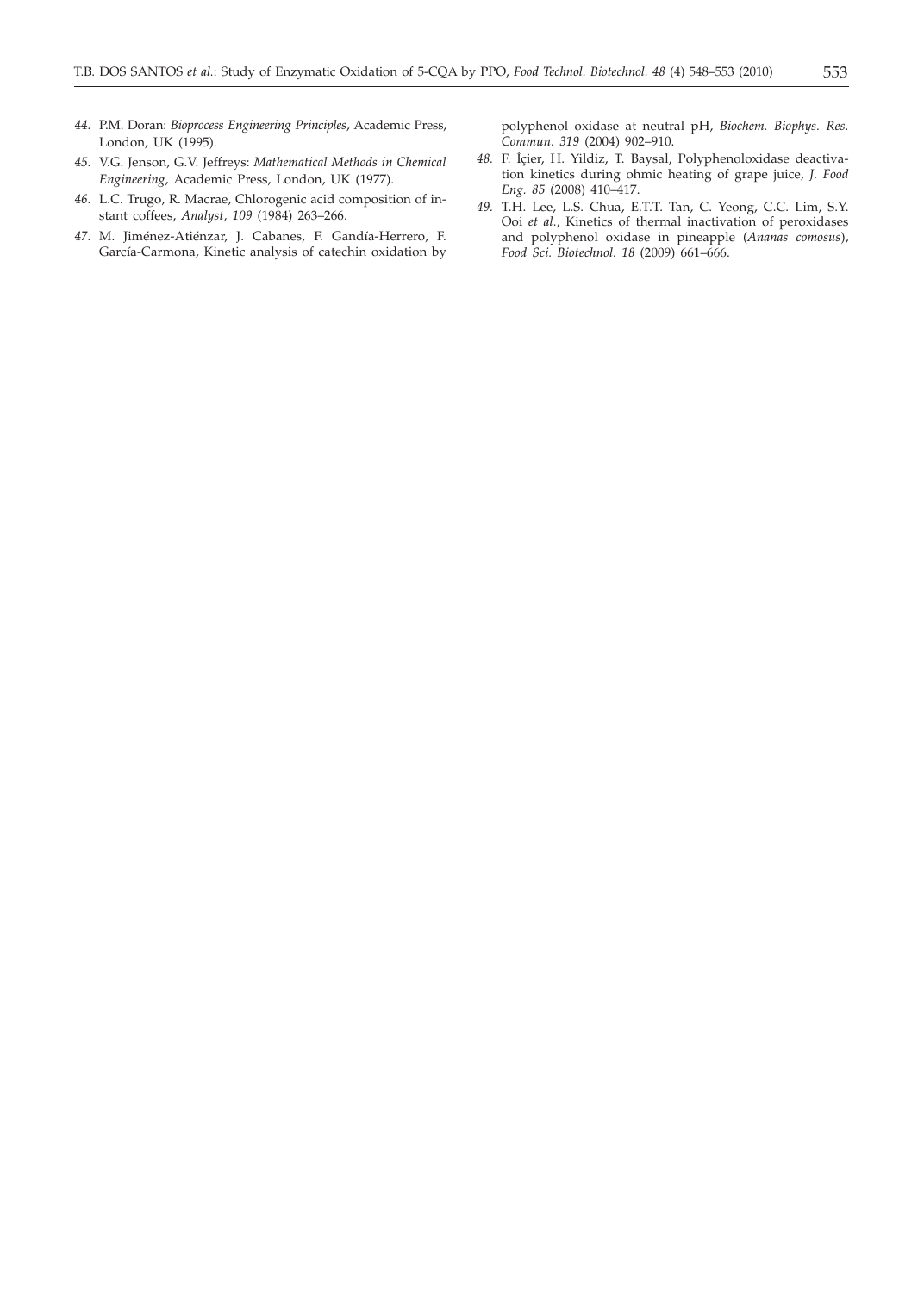*44.* P.M. Doran: *Bioprocess Engineering Principles*, Academic Press, London, UK (1995).

*45.* V.G. Jenson, G.V. Jeffreys: *Mathematical Methods in Chemical Engineering*, Academic Press, London, UK (1977).

*46.* L.C. Trugo, R. Macrae, Chlorogenic acid composition of instant coffees, *Analyst, 109* (1984) 263–266.

*47.* M. Jiménez-Atiénzar, J. Cabanes, F. Gandía-Herrero, F. García-Carmona, Kinetic analysis of catechin oxidation by polyphenol oxidase at neutral pH, *Biochem. Biophys. Res. Commun. 319* (2004) 902–910.

*48.* F. İçier, H. Yildiz, T. Baysal, Polyphenoloxidase deactivation kinetics during ohmic heating of grape juice, *J. Food Eng. 85* (2008) 410–417.

*49.* T.H. Lee, L.S. Chua, E.T.T. Tan, C. Yeong, C.C. Lim, S.Y. Ooi *et al.*, Kinetics of thermal inactivation of peroxidases and polyphenol oxidase in pineapple (*Ananas comosus*), *Food Sci. Biotechnol. 18* (2009) 661–666.